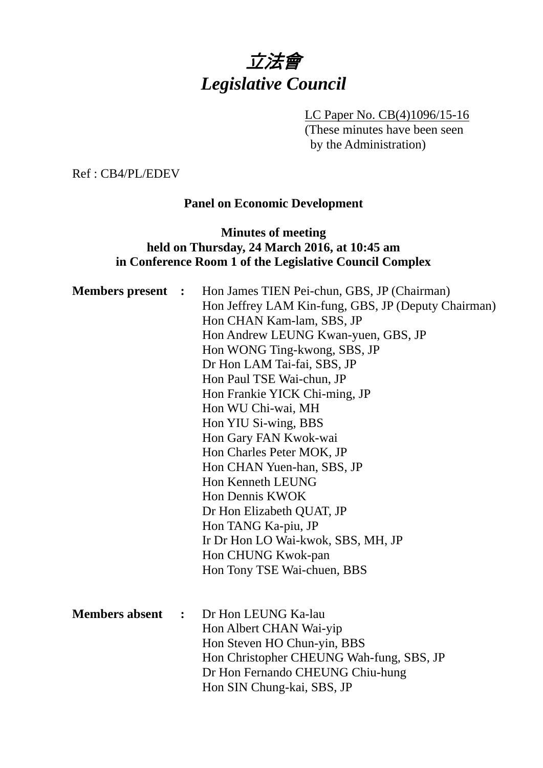# *立法會*
# *Legislative Council*

LC Paper No. CB(4)1096/15-16
(These minutes have been seen by the Administration)

Ref : CB4/PL/EDEV

**Panel on Economic Development**

**Minutes of meeting**
**held on Thursday, 24 March 2016, at 10:45 am**
**in Conference Room 1 of the Legislative Council Complex**

**Members present :**
Hon James TIEN Pei-chun, GBS, JP (Chairman)
Hon Jeffrey LAM Kin-fung, GBS, JP (Deputy Chairman)
Hon CHAN Kam-lam, SBS, JP
Hon Andrew LEUNG Kwan-yuen, GBS, JP
Hon WONG Ting-kwong, SBS, JP
Dr Hon LAM Tai-fai, SBS, JP
Hon Paul TSE Wai-chun, JP
Hon Frankie YICK Chi-ming, JP
Hon WU Chi-wai, MH
Hon YIU Si-wing, BBS
Hon Gary FAN Kwok-wai
Hon Charles Peter MOK, JP
Hon CHAN Yuen-han, SBS, JP
Hon Kenneth LEUNG
Hon Dennis KWOK
Dr Hon Elizabeth QUAT, JP
Hon TANG Ka-piu, JP
Ir Dr Hon LO Wai-kwok, SBS, MH, JP
Hon CHUNG Kwok-pan
Hon Tony TSE Wai-chuen, BBS

**Members absent :**
Dr Hon LEUNG Ka-lau
Hon Albert CHAN Wai-yip
Hon Steven HO Chun-yin, BBS
Hon Christopher CHEUNG Wah-fung, SBS, JP
Dr Hon Fernando CHEUNG Chiu-hung
Hon SIN Chung-kai, SBS, JP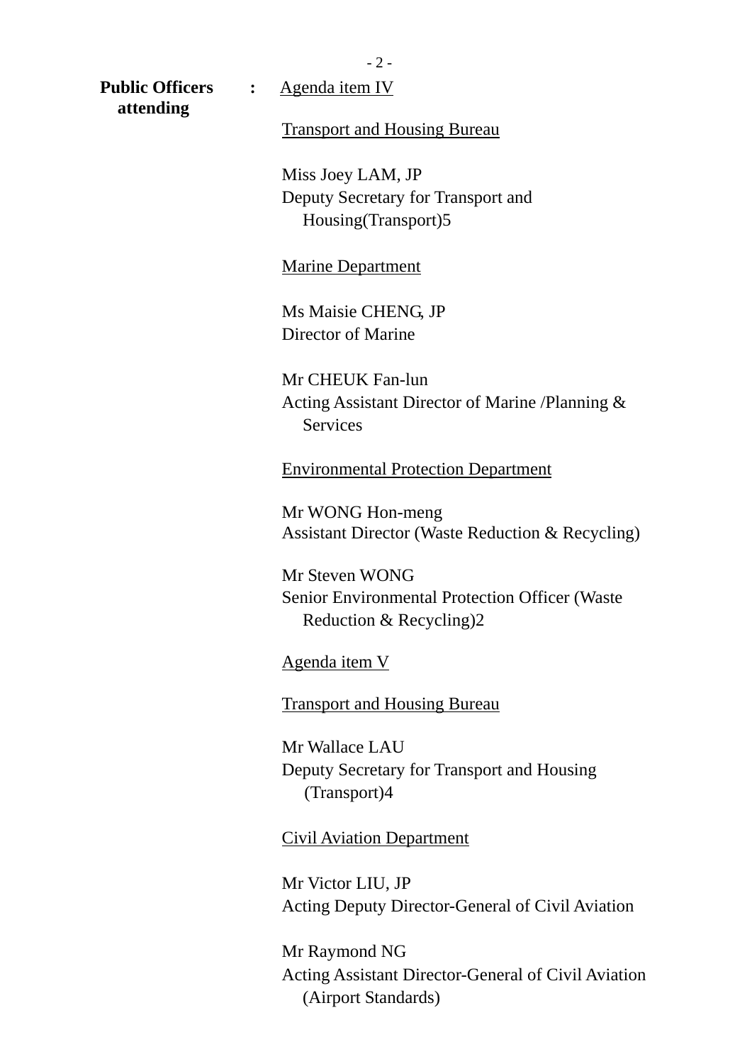**Public Officers attending** : <u>Agenda item IV</u>

<u>Transport and Housing Bureau</u>

Miss Joey LAM, JP
Deputy Secretary for Transport and Housing(Transport)5

<u>Marine Department</u>

Ms Maisie CHENG, JP
Director of Marine

Mr CHEUK Fan-lun
Acting Assistant Director of Marine /Planning & Services

<u>Environmental Protection Department</u>

Mr WONG Hon-meng
Assistant Director (Waste Reduction & Recycling)

Mr Steven WONG
Senior Environmental Protection Officer (Waste Reduction & Recycling)2

<u>Agenda item V</u>

<u>Transport and Housing Bureau</u>

Mr Wallace LAU
Deputy Secretary for Transport and Housing (Transport)4

<u>Civil Aviation Department</u>

Mr Victor LIU, JP
Acting Deputy Director-General of Civil Aviation

Mr Raymond NG
Acting Assistant Director-General of Civil Aviation (Airport Standards)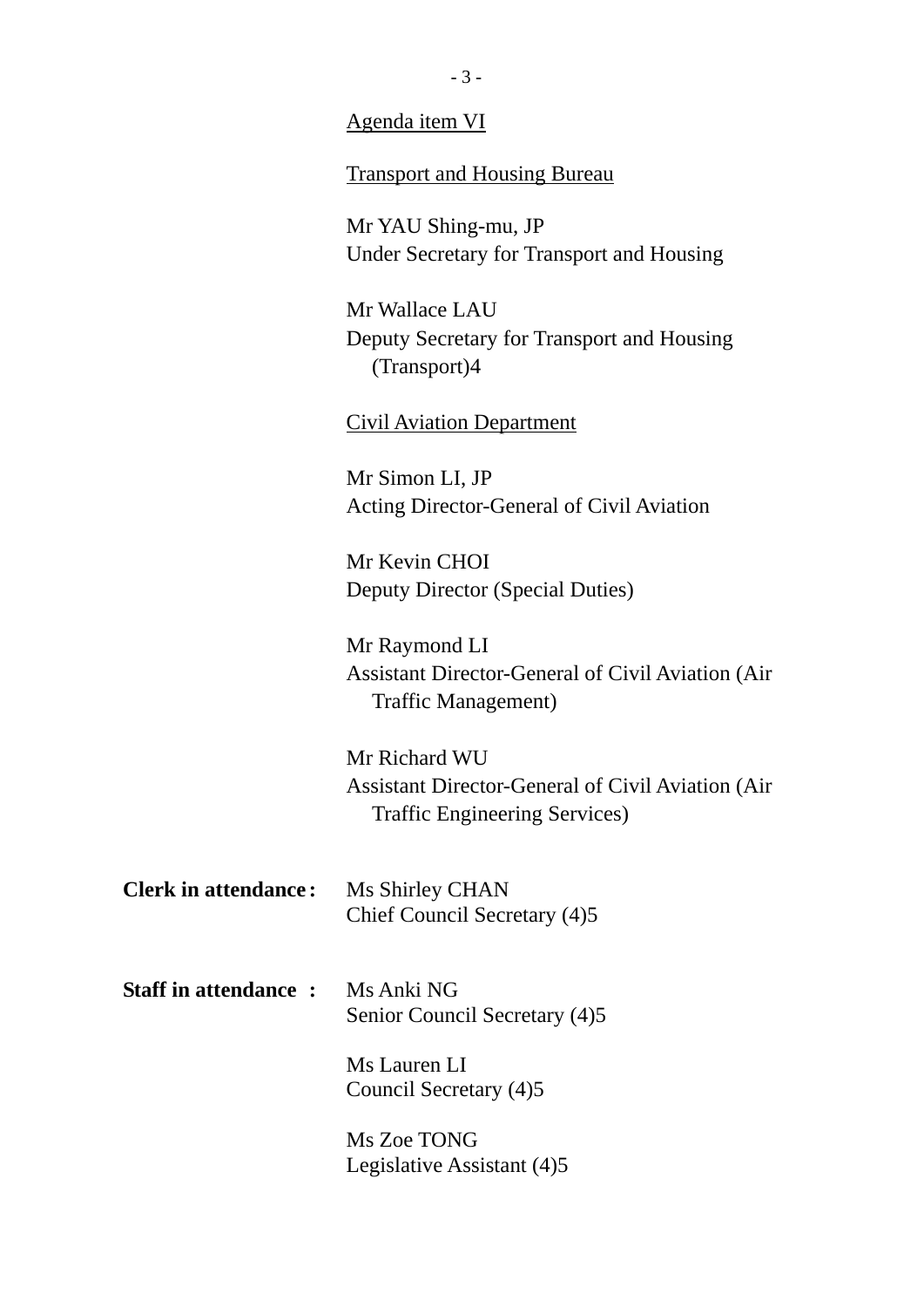<u>Agenda item VI</u>

<u>Transport and Housing Bureau</u>

Mr YAU Shing-mu, JP
Under Secretary for Transport and Housing

Mr Wallace LAU
Deputy Secretary for Transport and Housing (Transport)4

<u>Civil Aviation Department</u>

Mr Simon LI, JP
Acting Director-General of Civil Aviation

Mr Kevin CHOI
Deputy Director (Special Duties)

Mr Raymond LI
Assistant Director-General of Civil Aviation (Air Traffic Management)

Mr Richard WU
Assistant Director-General of Civil Aviation (Air Traffic Engineering Services)

**Clerk in attendance :** Ms Shirley CHAN
Chief Council Secretary (4)5

**Staff in attendance :** Ms Anki NG
Senior Council Secretary (4)5

Ms Lauren LI
Council Secretary (4)5

Ms Zoe TONG
Legislative Assistant (4)5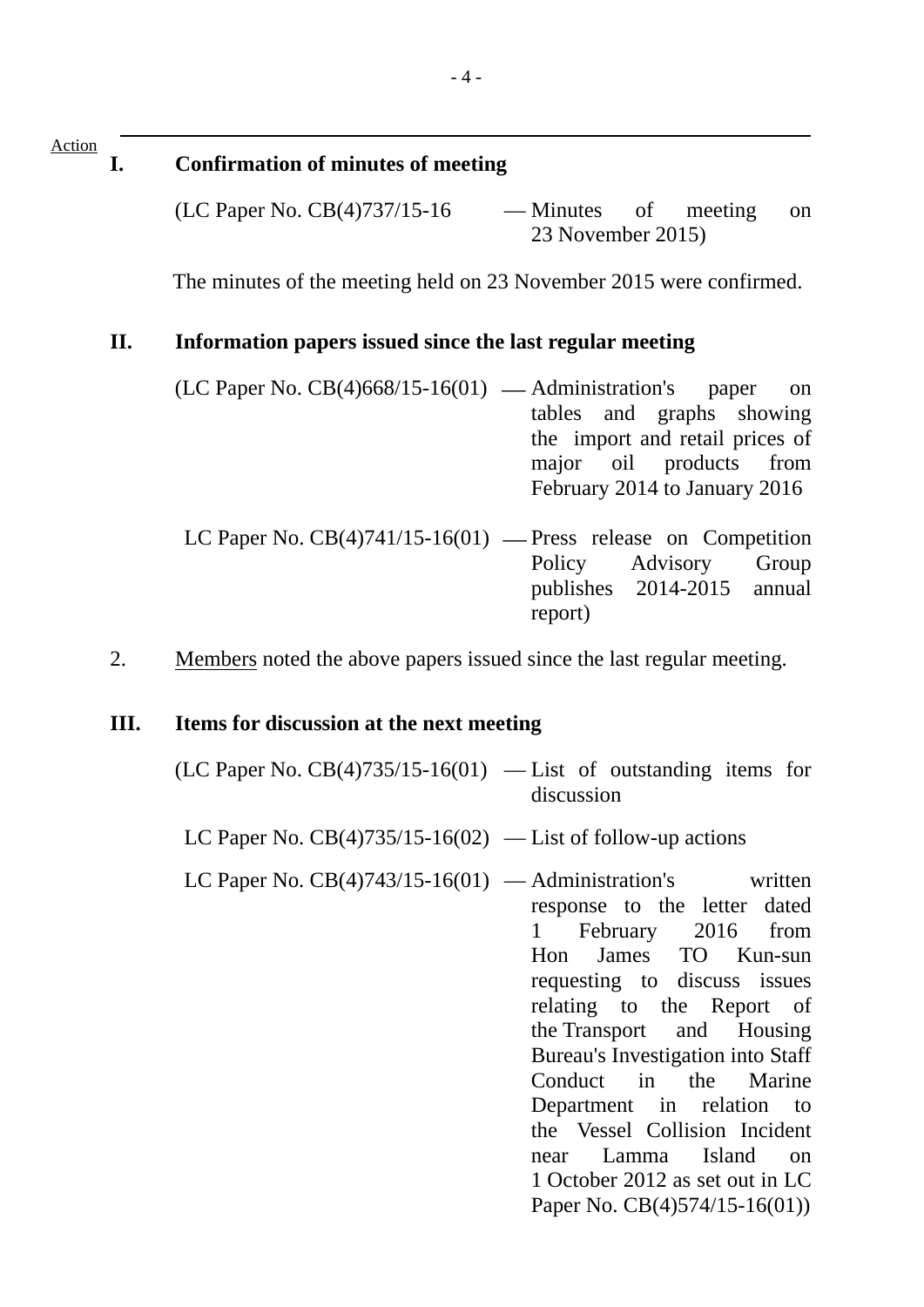Action

## I. Confirmation of minutes of meeting

(LC Paper No. CB(4)737/15-16 — Minutes of meeting on 23 November 2015)

The minutes of the meeting held on 23 November 2015 were confirmed.

## II. Information papers issued since the last regular meeting

(LC Paper No. CB(4)668/15-16(01) — Administration's paper on tables and graphs showing the import and retail prices of major oil products from February 2014 to January 2016

LC Paper No. CB(4)741/15-16(01) — Press release on Competition Policy Advisory Group publishes 2014-2015 annual report)

2. Members noted the above papers issued since the last regular meeting.

## III. Items for discussion at the next meeting

(LC Paper No. CB(4)735/15-16(01) — List of outstanding items for discussion

LC Paper No. CB(4)735/15-16(02) — List of follow-up actions

LC Paper No. CB(4)743/15-16(01) — Administration's written response to the letter dated 1 February 2016 from Hon James TO Kun-sun requesting to discuss issues relating to the Report of the Transport and Housing Bureau's Investigation into Staff Conduct in the Marine Department in relation to the Vessel Collision Incident near Lamma Island on 1 October 2012 as set out in LC Paper No. CB(4)574/15-16(01))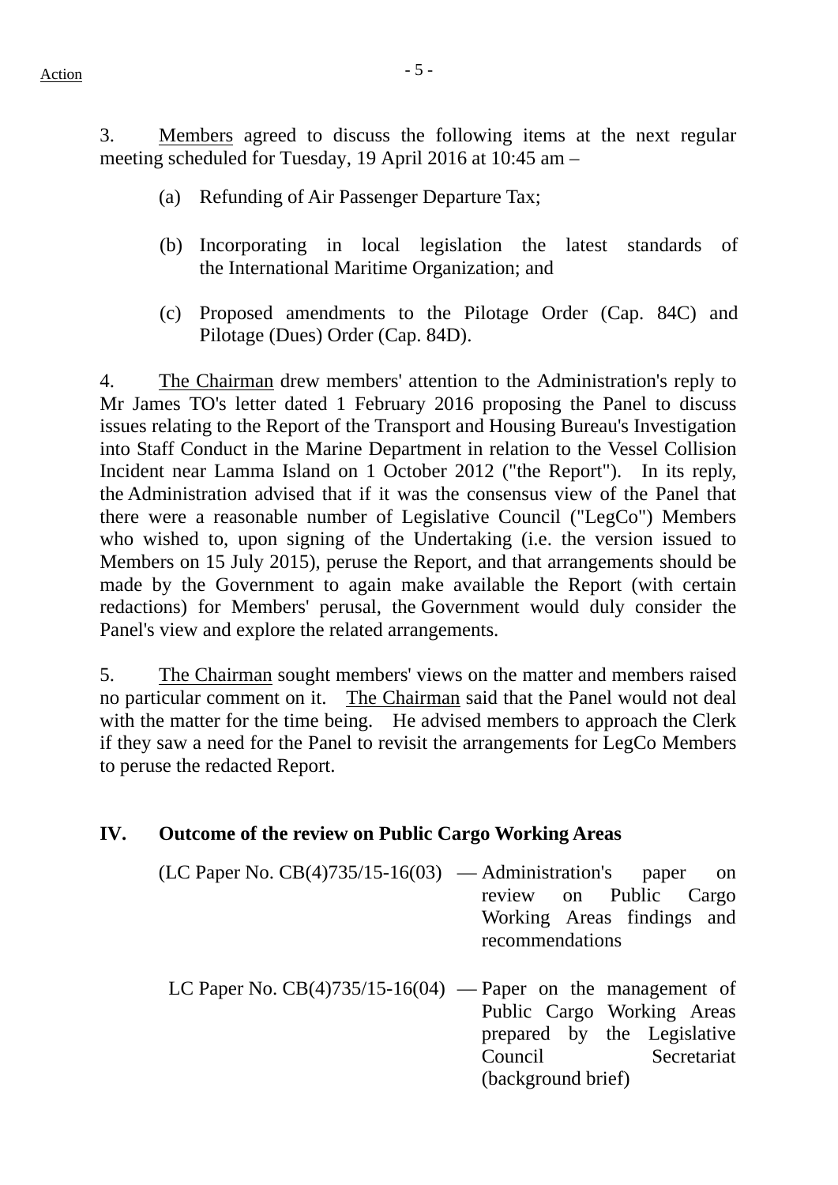3. Members agreed to discuss the following items at the next regular meeting scheduled for Tuesday, 19 April 2016 at 10:45 am –

(a) Refunding of Air Passenger Departure Tax;

(b) Incorporating in local legislation the latest standards of the International Maritime Organization; and

(c) Proposed amendments to the Pilotage Order (Cap. 84C) and Pilotage (Dues) Order (Cap. 84D).

4. The Chairman drew members' attention to the Administration's reply to Mr James TO's letter dated 1 February 2016 proposing the Panel to discuss issues relating to the Report of the Transport and Housing Bureau's Investigation into Staff Conduct in the Marine Department in relation to the Vessel Collision Incident near Lamma Island on 1 October 2012 ("the Report"). In its reply, the Administration advised that if it was the consensus view of the Panel that there were a reasonable number of Legislative Council ("LegCo") Members who wished to, upon signing of the Undertaking (i.e. the version issued to Members on 15 July 2015), peruse the Report, and that arrangements should be made by the Government to again make available the Report (with certain redactions) for Members' perusal, the Government would duly consider the Panel's view and explore the related arrangements.

5. The Chairman sought members' views on the matter and members raised no particular comment on it. The Chairman said that the Panel would not deal with the matter for the time being. He advised members to approach the Clerk if they saw a need for the Panel to revisit the arrangements for LegCo Members to peruse the redacted Report.

## IV. Outcome of the review on Public Cargo Working Areas

(LC Paper No. CB(4)735/15-16(03) — Administration's paper on review on Public Cargo Working Areas findings and recommendations

LC Paper No. CB(4)735/15-16(04) — Paper on the management of Public Cargo Working Areas prepared by the Legislative Council Secretariat (background brief)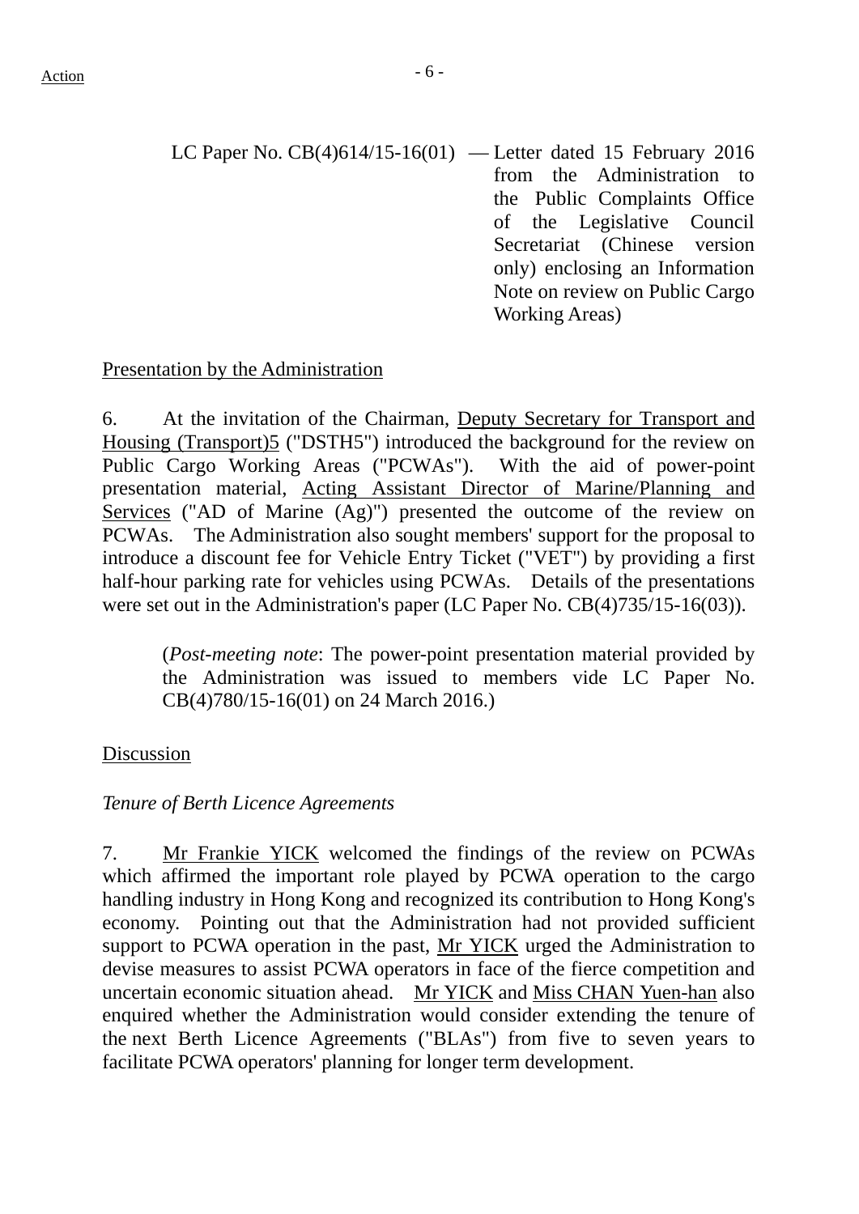LC Paper No. CB(4)614/15-16(01) — Letter dated 15 February 2016 from the Administration to the Public Complaints Office of the Legislative Council Secretariat (Chinese version only) enclosing an Information Note on review on Public Cargo Working Areas)

Presentation by the Administration

6. At the invitation of the Chairman, Deputy Secretary for Transport and Housing (Transport)5 ("DSTH5") introduced the background for the review on Public Cargo Working Areas ("PCWAs"). With the aid of power-point presentation material, Acting Assistant Director of Marine/Planning and Services ("AD of Marine (Ag)") presented the outcome of the review on PCWAs. The Administration also sought members' support for the proposal to introduce a discount fee for Vehicle Entry Ticket ("VET") by providing a first half-hour parking rate for vehicles using PCWAs. Details of the presentations were set out in the Administration's paper (LC Paper No. CB(4)735/15-16(03)).

(*Post-meeting note*: The power-point presentation material provided by the Administration was issued to members vide LC Paper No. CB(4)780/15-16(01) on 24 March 2016.)

Discussion

*Tenure of Berth Licence Agreements*

7. Mr Frankie YICK welcomed the findings of the review on PCWAs which affirmed the important role played by PCWA operation to the cargo handling industry in Hong Kong and recognized its contribution to Hong Kong's economy. Pointing out that the Administration had not provided sufficient support to PCWA operation in the past, Mr YICK urged the Administration to devise measures to assist PCWA operators in face of the fierce competition and uncertain economic situation ahead. Mr YICK and Miss CHAN Yuen-han also enquired whether the Administration would consider extending the tenure of the next Berth Licence Agreements ("BLAs") from five to seven years to facilitate PCWA operators' planning for longer term development.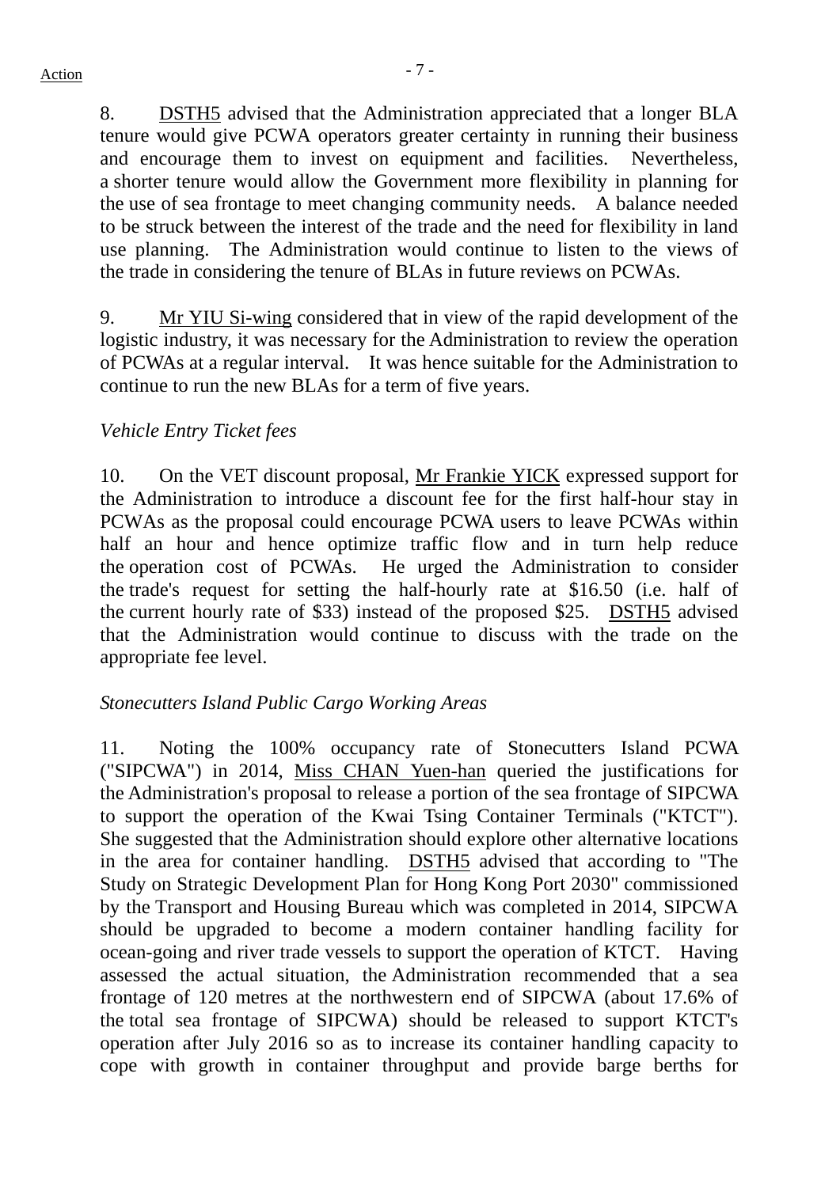8. DSTH5 advised that the Administration appreciated that a longer BLA tenure would give PCWA operators greater certainty in running their business and encourage them to invest on equipment and facilities. Nevertheless, a shorter tenure would allow the Government more flexibility in planning for the use of sea frontage to meet changing community needs. A balance needed to be struck between the interest of the trade and the need for flexibility in land use planning. The Administration would continue to listen to the views of the trade in considering the tenure of BLAs in future reviews on PCWAs.

9. Mr YIU Si-wing considered that in view of the rapid development of the logistic industry, it was necessary for the Administration to review the operation of PCWAs at a regular interval. It was hence suitable for the Administration to continue to run the new BLAs for a term of five years.

*Vehicle Entry Ticket fees*

10. On the VET discount proposal, Mr Frankie YICK expressed support for the Administration to introduce a discount fee for the first half-hour stay in PCWAs as the proposal could encourage PCWA users to leave PCWAs within half an hour and hence optimize traffic flow and in turn help reduce the operation cost of PCWAs. He urged the Administration to consider the trade's request for setting the half-hourly rate at $16.50 (i.e. half of the current hourly rate of $33) instead of the proposed $25. DSTH5 advised that the Administration would continue to discuss with the trade on the appropriate fee level.

*Stonecutters Island Public Cargo Working Areas*

11. Noting the 100% occupancy rate of Stonecutters Island PCWA ("SIPCWA") in 2014, Miss CHAN Yuen-han queried the justifications for the Administration's proposal to release a portion of the sea frontage of SIPCWA to support the operation of the Kwai Tsing Container Terminals ("KTCT"). She suggested that the Administration should explore other alternative locations in the area for container handling. DSTH5 advised that according to "The Study on Strategic Development Plan for Hong Kong Port 2030" commissioned by the Transport and Housing Bureau which was completed in 2014, SIPCWA should be upgraded to become a modern container handling facility for ocean-going and river trade vessels to support the operation of KTCT. Having assessed the actual situation, the Administration recommended that a sea frontage of 120 metres at the northwestern end of SIPCWA (about 17.6% of the total sea frontage of SIPCWA) should be released to support KTCT's operation after July 2016 so as to increase its container handling capacity to cope with growth in container throughput and provide barge berths for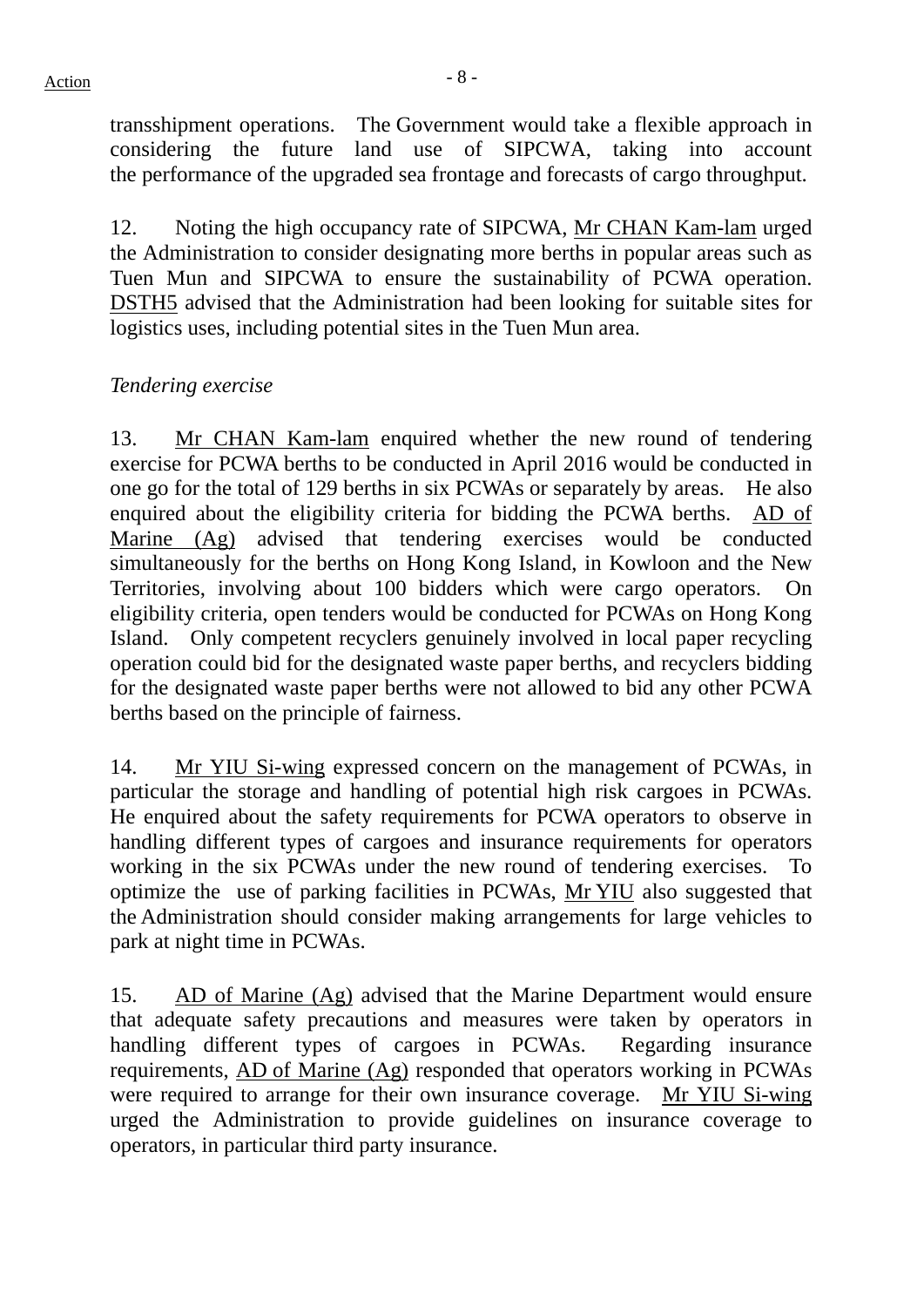transshipment operations. The Government would take a flexible approach in considering the future land use of SIPCWA, taking into account the performance of the upgraded sea frontage and forecasts of cargo throughput.

12. Noting the high occupancy rate of SIPCWA, Mr CHAN Kam-lam urged the Administration to consider designating more berths in popular areas such as Tuen Mun and SIPCWA to ensure the sustainability of PCWA operation. DSTH5 advised that the Administration had been looking for suitable sites for logistics uses, including potential sites in the Tuen Mun area.

*Tendering exercise*

13. Mr CHAN Kam-lam enquired whether the new round of tendering exercise for PCWA berths to be conducted in April 2016 would be conducted in one go for the total of 129 berths in six PCWAs or separately by areas. He also enquired about the eligibility criteria for bidding the PCWA berths. AD of Marine (Ag) advised that tendering exercises would be conducted simultaneously for the berths on Hong Kong Island, in Kowloon and the New Territories, involving about 100 bidders which were cargo operators. On eligibility criteria, open tenders would be conducted for PCWAs on Hong Kong Island. Only competent recyclers genuinely involved in local paper recycling operation could bid for the designated waste paper berths, and recyclers bidding for the designated waste paper berths were not allowed to bid any other PCWA berths based on the principle of fairness.

14. Mr YIU Si-wing expressed concern on the management of PCWAs, in particular the storage and handling of potential high risk cargoes in PCWAs. He enquired about the safety requirements for PCWA operators to observe in handling different types of cargoes and insurance requirements for operators working in the six PCWAs under the new round of tendering exercises. To optimize the use of parking facilities in PCWAs, Mr YIU also suggested that the Administration should consider making arrangements for large vehicles to park at night time in PCWAs.

15. AD of Marine (Ag) advised that the Marine Department would ensure that adequate safety precautions and measures were taken by operators in handling different types of cargoes in PCWAs. Regarding insurance requirements, AD of Marine (Ag) responded that operators working in PCWAs were required to arrange for their own insurance coverage. Mr YIU Si-wing urged the Administration to provide guidelines on insurance coverage to operators, in particular third party insurance.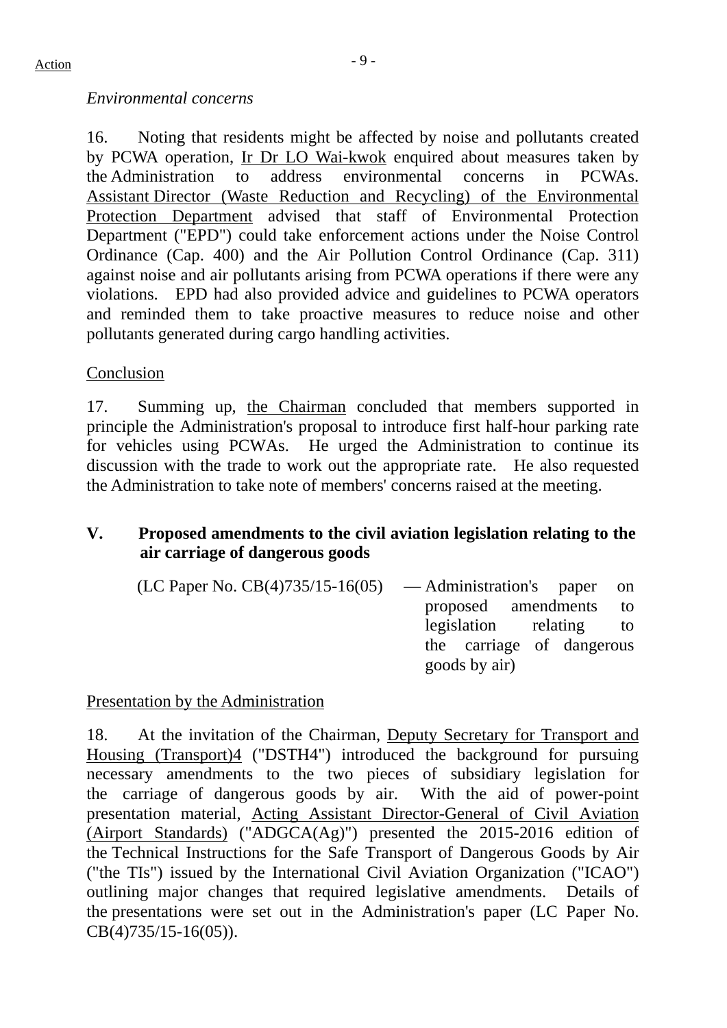*Environmental concerns*

16. Noting that residents might be affected by noise and pollutants created by PCWA operation, Ir Dr LO Wai-kwok enquired about measures taken by the Administration to address environmental concerns in PCWAs. Assistant Director (Waste Reduction and Recycling) of the Environmental Protection Department advised that staff of Environmental Protection Department ("EPD") could take enforcement actions under the Noise Control Ordinance (Cap. 400) and the Air Pollution Control Ordinance (Cap. 311) against noise and air pollutants arising from PCWA operations if there were any violations. EPD had also provided advice and guidelines to PCWA operators and reminded them to take proactive measures to reduce noise and other pollutants generated during cargo handling activities.

Conclusion

17. Summing up, the Chairman concluded that members supported in principle the Administration's proposal to introduce first half-hour parking rate for vehicles using PCWAs. He urged the Administration to continue its discussion with the trade to work out the appropriate rate. He also requested the Administration to take note of members' concerns raised at the meeting.

## V. Proposed amendments to the civil aviation legislation relating to the air carriage of dangerous goods

(LC Paper No. CB(4)735/15-16(05) — Administration's paper on proposed amendments to legislation relating to the carriage of dangerous goods by air)

Presentation by the Administration

18. At the invitation of the Chairman, Deputy Secretary for Transport and Housing (Transport)4 ("DSTH4") introduced the background for pursuing necessary amendments to the two pieces of subsidiary legislation for the carriage of dangerous goods by air. With the aid of power-point presentation material, Acting Assistant Director-General of Civil Aviation (Airport Standards) ("ADGCA(Ag)") presented the 2015-2016 edition of the Technical Instructions for the Safe Transport of Dangerous Goods by Air ("the TIs") issued by the International Civil Aviation Organization ("ICAO") outlining major changes that required legislative amendments. Details of the presentations were set out in the Administration's paper (LC Paper No. CB(4)735/15-16(05)).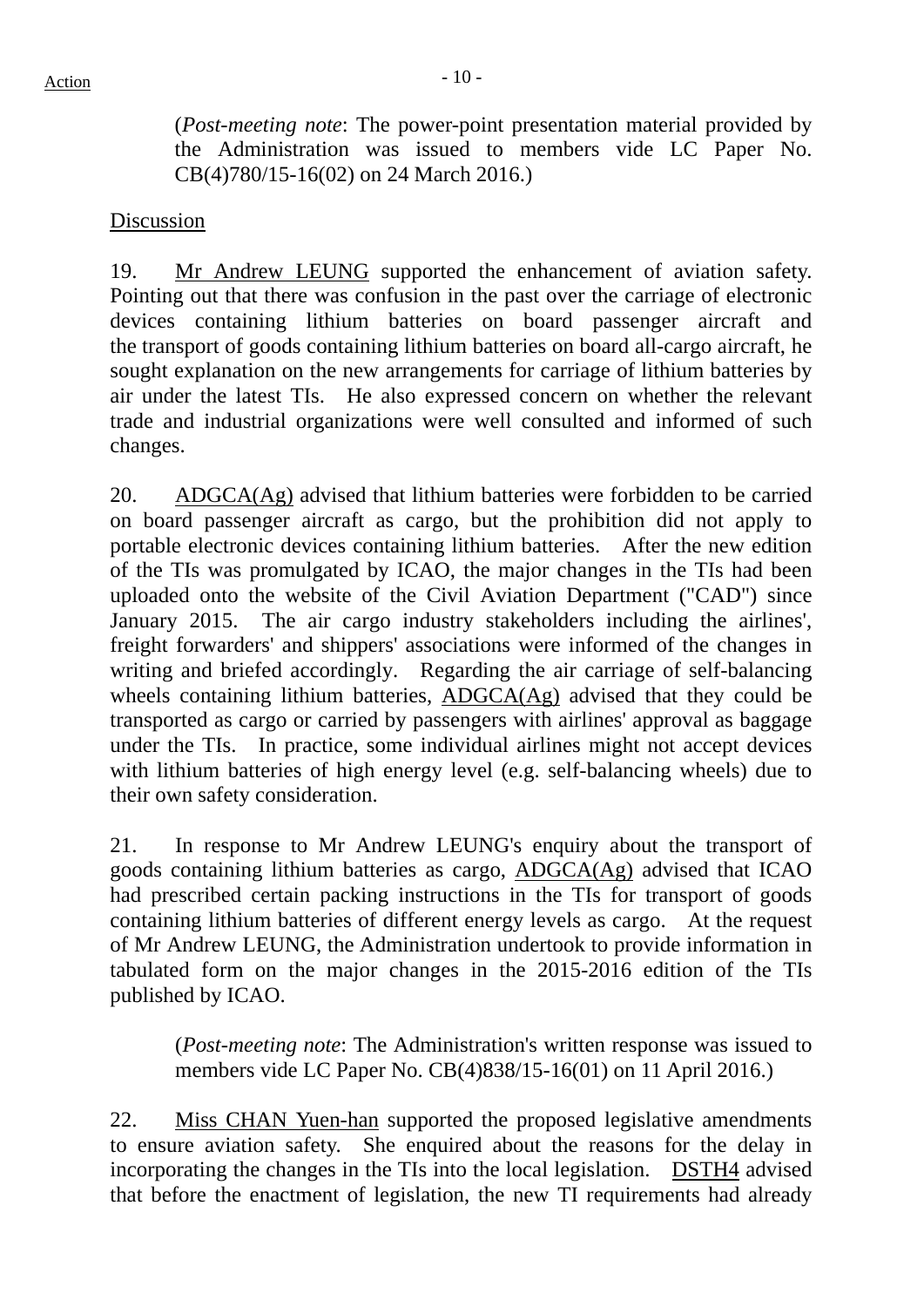(*Post-meeting note*: The power-point presentation material provided by the Administration was issued to members vide LC Paper No. CB(4)780/15-16(02) on 24 March 2016.)

Discussion

19. Mr Andrew LEUNG supported the enhancement of aviation safety. Pointing out that there was confusion in the past over the carriage of electronic devices containing lithium batteries on board passenger aircraft and the transport of goods containing lithium batteries on board all-cargo aircraft, he sought explanation on the new arrangements for carriage of lithium batteries by air under the latest TIs. He also expressed concern on whether the relevant trade and industrial organizations were well consulted and informed of such changes.

20. ADGCA(Ag) advised that lithium batteries were forbidden to be carried on board passenger aircraft as cargo, but the prohibition did not apply to portable electronic devices containing lithium batteries. After the new edition of the TIs was promulgated by ICAO, the major changes in the TIs had been uploaded onto the website of the Civil Aviation Department ("CAD") since January 2015. The air cargo industry stakeholders including the airlines', freight forwarders' and shippers' associations were informed of the changes in writing and briefed accordingly. Regarding the air carriage of self-balancing wheels containing lithium batteries, ADGCA(Ag) advised that they could be transported as cargo or carried by passengers with airlines' approval as baggage under the TIs. In practice, some individual airlines might not accept devices with lithium batteries of high energy level (e.g. self-balancing wheels) due to their own safety consideration.

21. In response to Mr Andrew LEUNG's enquiry about the transport of goods containing lithium batteries as cargo, ADGCA(Ag) advised that ICAO had prescribed certain packing instructions in the TIs for transport of goods containing lithium batteries of different energy levels as cargo. At the request of Mr Andrew LEUNG, the Administration undertook to provide information in tabulated form on the major changes in the 2015-2016 edition of the TIs published by ICAO.

(*Post-meeting note*: The Administration's written response was issued to members vide LC Paper No. CB(4)838/15-16(01) on 11 April 2016.)

22. Miss CHAN Yuen-han supported the proposed legislative amendments to ensure aviation safety. She enquired about the reasons for the delay in incorporating the changes in the TIs into the local legislation. DSTH4 advised that before the enactment of legislation, the new TI requirements had already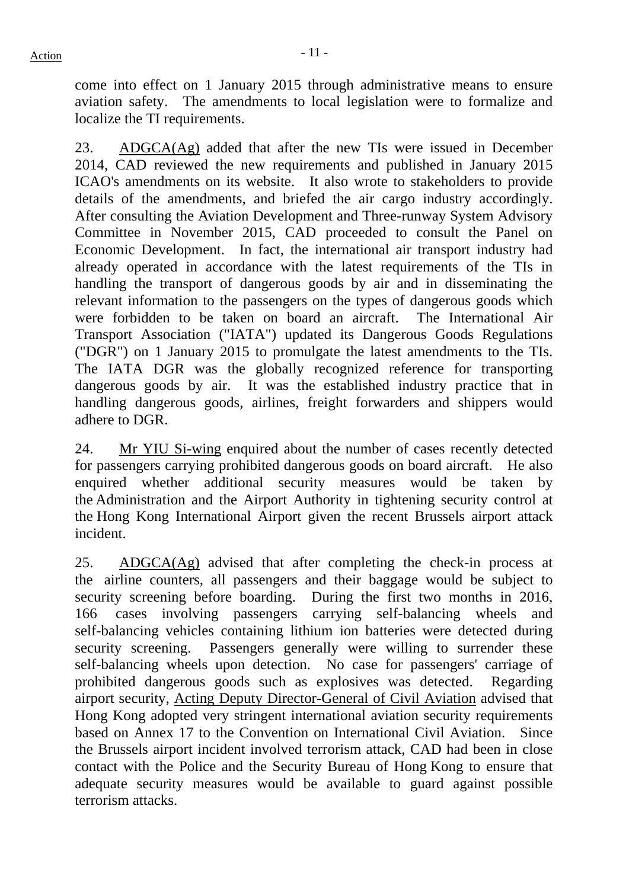come into effect on 1 January 2015 through administrative means to ensure aviation safety. The amendments to local legislation were to formalize and localize the TI requirements.

23. ADGCA(Ag) added that after the new TIs were issued in December 2014, CAD reviewed the new requirements and published in January 2015 ICAO's amendments on its website. It also wrote to stakeholders to provide details of the amendments, and briefed the air cargo industry accordingly. After consulting the Aviation Development and Three-runway System Advisory Committee in November 2015, CAD proceeded to consult the Panel on Economic Development. In fact, the international air transport industry had already operated in accordance with the latest requirements of the TIs in handling the transport of dangerous goods by air and in disseminating the relevant information to the passengers on the types of dangerous goods which were forbidden to be taken on board an aircraft. The International Air Transport Association ("IATA") updated its Dangerous Goods Regulations ("DGR") on 1 January 2015 to promulgate the latest amendments to the TIs. The IATA DGR was the globally recognized reference for transporting dangerous goods by air. It was the established industry practice that in handling dangerous goods, airlines, freight forwarders and shippers would adhere to DGR.

24. Mr YIU Si-wing enquired about the number of cases recently detected for passengers carrying prohibited dangerous goods on board aircraft. He also enquired whether additional security measures would be taken by the Administration and the Airport Authority in tightening security control at the Hong Kong International Airport given the recent Brussels airport attack incident.

25. ADGCA(Ag) advised that after completing the check-in process at the airline counters, all passengers and their baggage would be subject to security screening before boarding. During the first two months in 2016, 166 cases involving passengers carrying self-balancing wheels and self-balancing vehicles containing lithium ion batteries were detected during security screening. Passengers generally were willing to surrender these self-balancing wheels upon detection. No case for passengers' carriage of prohibited dangerous goods such as explosives was detected. Regarding airport security, Acting Deputy Director-General of Civil Aviation advised that Hong Kong adopted very stringent international aviation security requirements based on Annex 17 to the Convention on International Civil Aviation. Since the Brussels airport incident involved terrorism attack, CAD had been in close contact with the Police and the Security Bureau of Hong Kong to ensure that adequate security measures would be available to guard against possible terrorism attacks.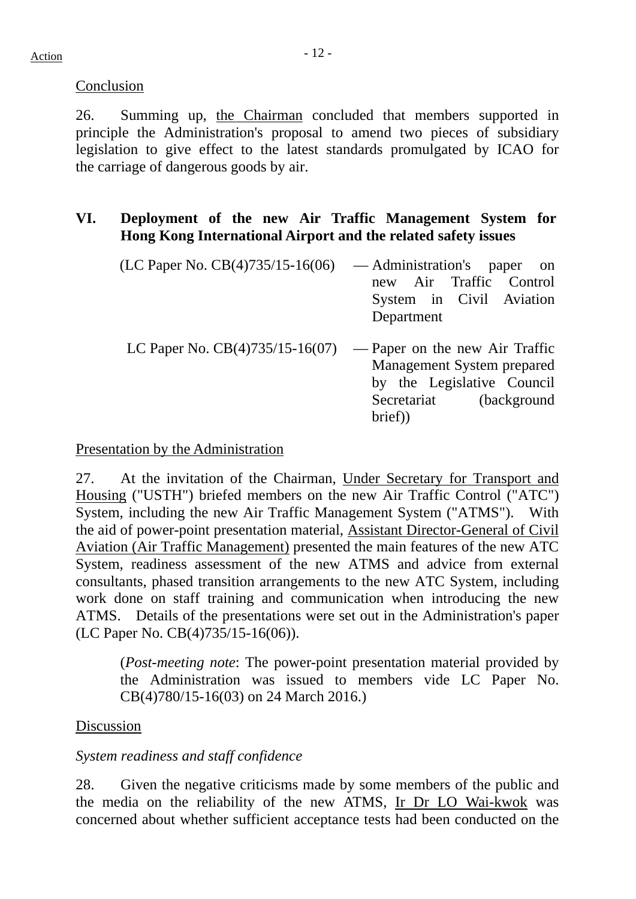Conclusion

26. Summing up, the Chairman concluded that members supported in principle the Administration's proposal to amend two pieces of subsidiary legislation to give effect to the latest standards promulgated by ICAO for the carriage of dangerous goods by air.

## VI. Deployment of the new Air Traffic Management System for Hong Kong International Airport and the related safety issues

(LC Paper No. CB(4)735/15-16(06) — Administration's paper on new Air Traffic Control System in Civil Aviation Department

LC Paper No. CB(4)735/15-16(07) — Paper on the new Air Traffic Management System prepared by the Legislative Council Secretariat (background brief))

Presentation by the Administration

27. At the invitation of the Chairman, Under Secretary for Transport and Housing ("USTH") briefed members on the new Air Traffic Control ("ATC") System, including the new Air Traffic Management System ("ATMS"). With the aid of power-point presentation material, Assistant Director-General of Civil Aviation (Air Traffic Management) presented the main features of the new ATC System, readiness assessment of the new ATMS and advice from external consultants, phased transition arrangements to the new ATC System, including work done on staff training and communication when introducing the new ATMS. Details of the presentations were set out in the Administration's paper (LC Paper No. CB(4)735/15-16(06)).

(*Post-meeting note*: The power-point presentation material provided by the Administration was issued to members vide LC Paper No. CB(4)780/15-16(03) on 24 March 2016.)

Discussion

*System readiness and staff confidence*

28. Given the negative criticisms made by some members of the public and the media on the reliability of the new ATMS, Ir Dr LO Wai-kwok was concerned about whether sufficient acceptance tests had been conducted on the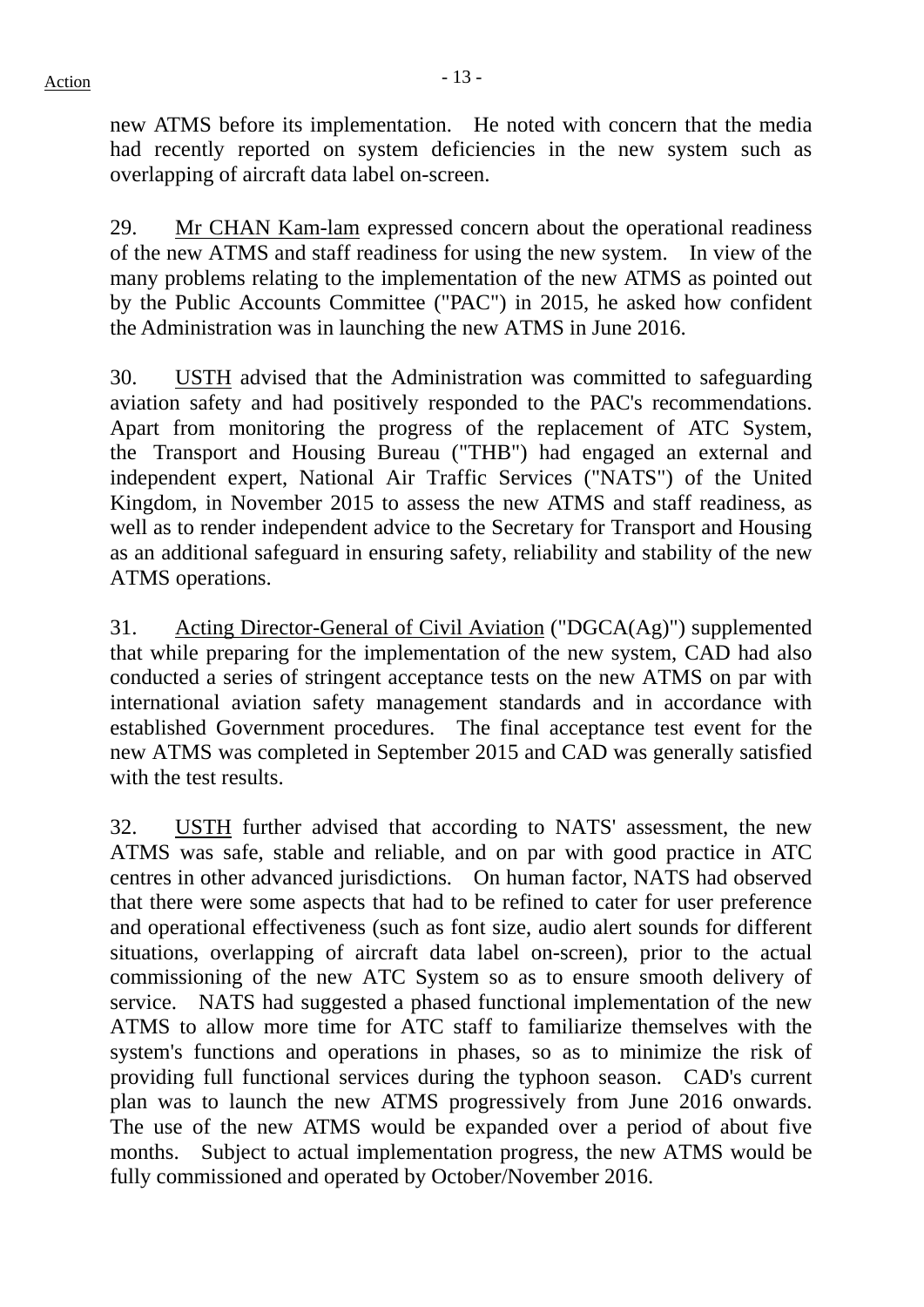new ATMS before its implementation. He noted with concern that the media had recently reported on system deficiencies in the new system such as overlapping of aircraft data label on-screen.

29. Mr CHAN Kam-lam expressed concern about the operational readiness of the new ATMS and staff readiness for using the new system. In view of the many problems relating to the implementation of the new ATMS as pointed out by the Public Accounts Committee ("PAC") in 2015, he asked how confident the Administration was in launching the new ATMS in June 2016.

30. USTH advised that the Administration was committed to safeguarding aviation safety and had positively responded to the PAC's recommendations. Apart from monitoring the progress of the replacement of ATC System, the Transport and Housing Bureau ("THB") had engaged an external and independent expert, National Air Traffic Services ("NATS") of the United Kingdom, in November 2015 to assess the new ATMS and staff readiness, as well as to render independent advice to the Secretary for Transport and Housing as an additional safeguard in ensuring safety, reliability and stability of the new ATMS operations.

31. Acting Director-General of Civil Aviation ("DGCA(Ag)") supplemented that while preparing for the implementation of the new system, CAD had also conducted a series of stringent acceptance tests on the new ATMS on par with international aviation safety management standards and in accordance with established Government procedures. The final acceptance test event for the new ATMS was completed in September 2015 and CAD was generally satisfied with the test results.

32. USTH further advised that according to NATS' assessment, the new ATMS was safe, stable and reliable, and on par with good practice in ATC centres in other advanced jurisdictions. On human factor, NATS had observed that there were some aspects that had to be refined to cater for user preference and operational effectiveness (such as font size, audio alert sounds for different situations, overlapping of aircraft data label on-screen), prior to the actual commissioning of the new ATC System so as to ensure smooth delivery of service. NATS had suggested a phased functional implementation of the new ATMS to allow more time for ATC staff to familiarize themselves with the system's functions and operations in phases, so as to minimize the risk of providing full functional services during the typhoon season. CAD's current plan was to launch the new ATMS progressively from June 2016 onwards. The use of the new ATMS would be expanded over a period of about five months. Subject to actual implementation progress, the new ATMS would be fully commissioned and operated by October/November 2016.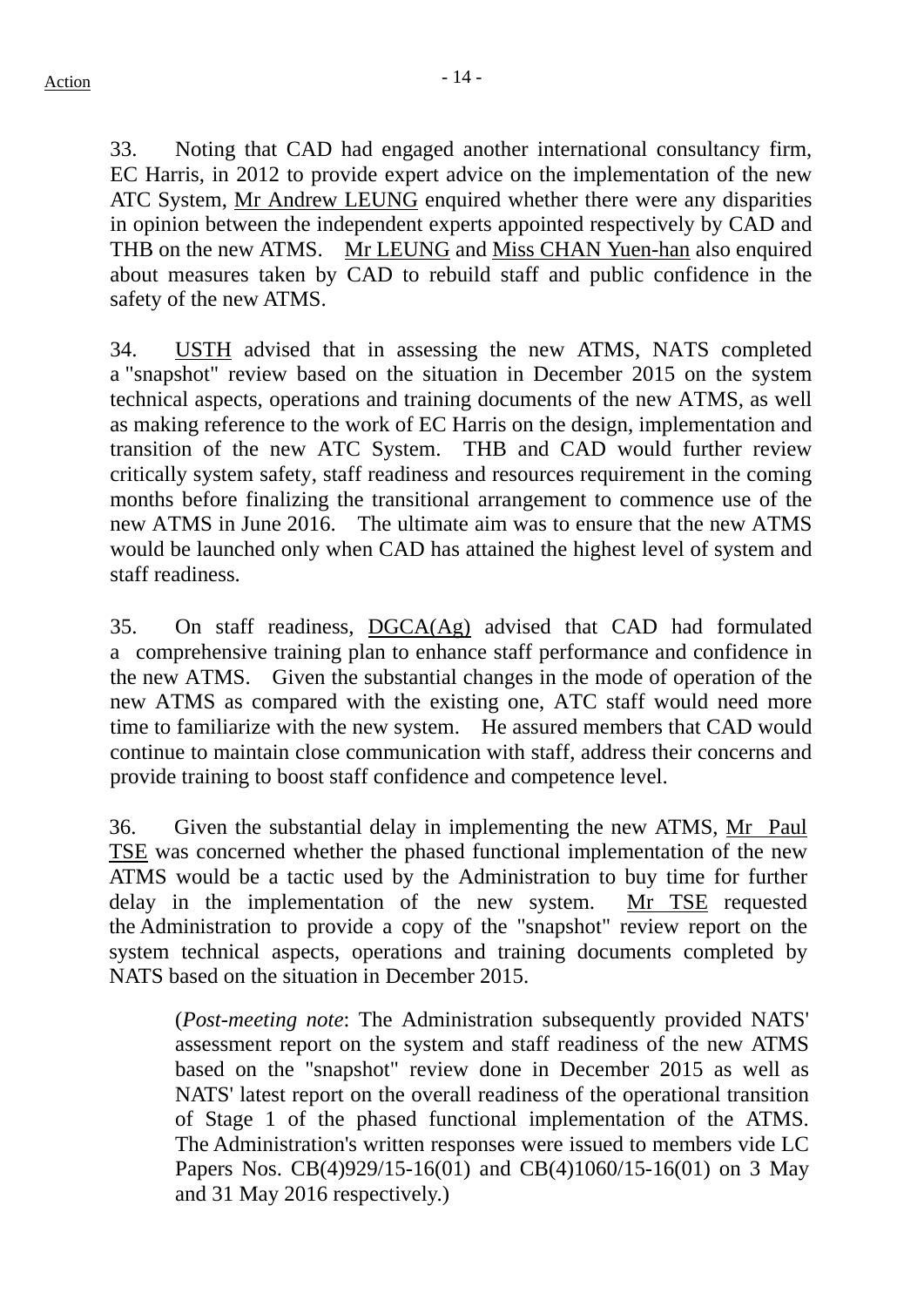33. Noting that CAD had engaged another international consultancy firm, EC Harris, in 2012 to provide expert advice on the implementation of the new ATC System, Mr Andrew LEUNG enquired whether there were any disparities in opinion between the independent experts appointed respectively by CAD and THB on the new ATMS. Mr LEUNG and Miss CHAN Yuen-han also enquired about measures taken by CAD to rebuild staff and public confidence in the safety of the new ATMS.

34. USTH advised that in assessing the new ATMS, NATS completed a "snapshot" review based on the situation in December 2015 on the system technical aspects, operations and training documents of the new ATMS, as well as making reference to the work of EC Harris on the design, implementation and transition of the new ATC System. THB and CAD would further review critically system safety, staff readiness and resources requirement in the coming months before finalizing the transitional arrangement to commence use of the new ATMS in June 2016. The ultimate aim was to ensure that the new ATMS would be launched only when CAD has attained the highest level of system and staff readiness.

35. On staff readiness, DGCA(Ag) advised that CAD had formulated a comprehensive training plan to enhance staff performance and confidence in the new ATMS. Given the substantial changes in the mode of operation of the new ATMS as compared with the existing one, ATC staff would need more time to familiarize with the new system. He assured members that CAD would continue to maintain close communication with staff, address their concerns and provide training to boost staff confidence and competence level.

36. Given the substantial delay in implementing the new ATMS, Mr Paul TSE was concerned whether the phased functional implementation of the new ATMS would be a tactic used by the Administration to buy time for further delay in the implementation of the new system. Mr TSE requested the Administration to provide a copy of the "snapshot" review report on the system technical aspects, operations and training documents completed by NATS based on the situation in December 2015.

> (*Post-meeting note*: The Administration subsequently provided NATS' assessment report on the system and staff readiness of the new ATMS based on the "snapshot" review done in December 2015 as well as NATS' latest report on the overall readiness of the operational transition of Stage 1 of the phased functional implementation of the ATMS. The Administration's written responses were issued to members vide LC Papers Nos. CB(4)929/15-16(01) and CB(4)1060/15-16(01) on 3 May and 31 May 2016 respectively.)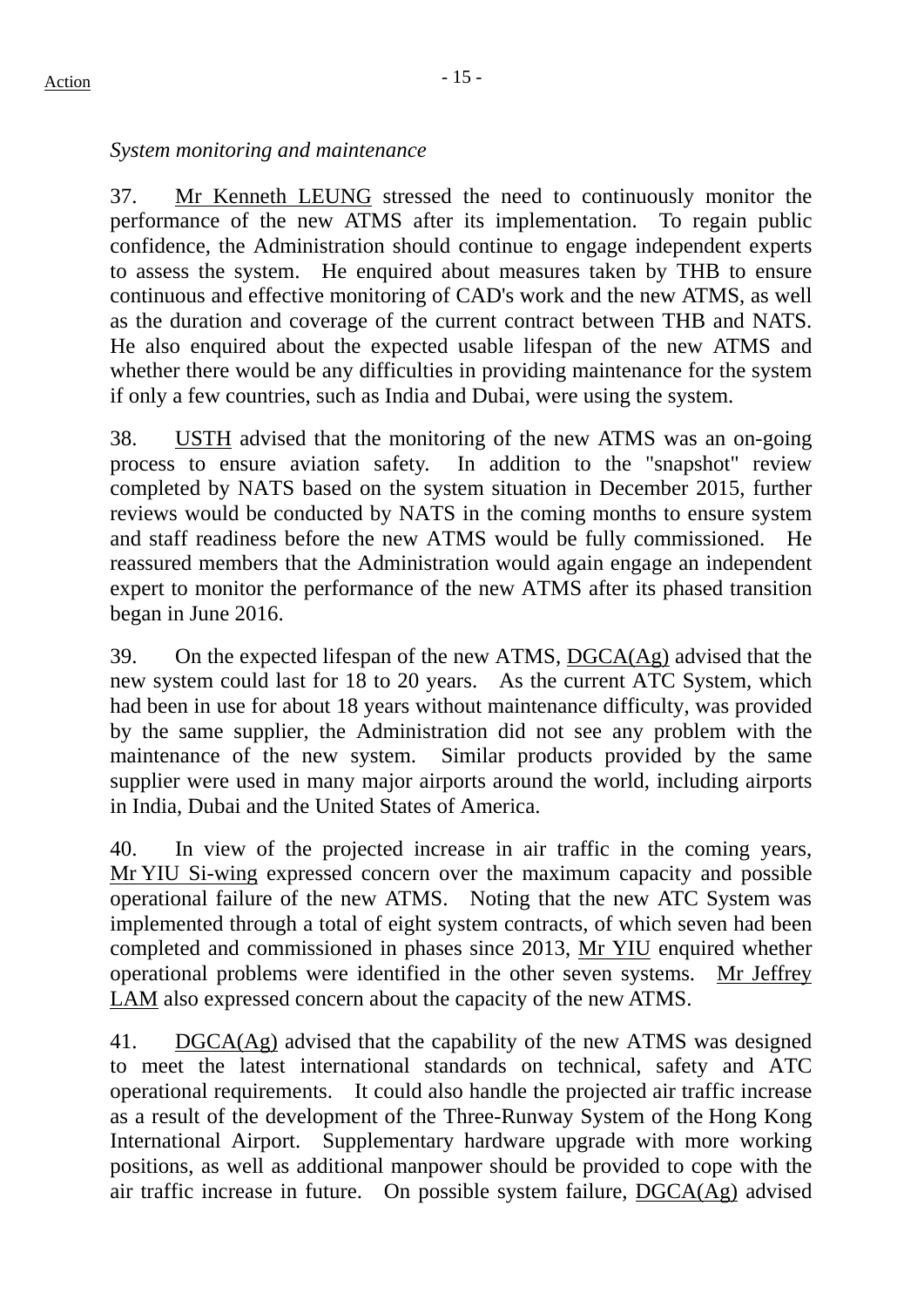*System monitoring and maintenance*

37. Mr Kenneth LEUNG stressed the need to continuously monitor the performance of the new ATMS after its implementation. To regain public confidence, the Administration should continue to engage independent experts to assess the system. He enquired about measures taken by THB to ensure continuous and effective monitoring of CAD's work and the new ATMS, as well as the duration and coverage of the current contract between THB and NATS. He also enquired about the expected usable lifespan of the new ATMS and whether there would be any difficulties in providing maintenance for the system if only a few countries, such as India and Dubai, were using the system.

38. USTH advised that the monitoring of the new ATMS was an on-going process to ensure aviation safety. In addition to the "snapshot" review completed by NATS based on the system situation in December 2015, further reviews would be conducted by NATS in the coming months to ensure system and staff readiness before the new ATMS would be fully commissioned. He reassured members that the Administration would again engage an independent expert to monitor the performance of the new ATMS after its phased transition began in June 2016.

39. On the expected lifespan of the new ATMS, DGCA(Ag) advised that the new system could last for 18 to 20 years. As the current ATC System, which had been in use for about 18 years without maintenance difficulty, was provided by the same supplier, the Administration did not see any problem with the maintenance of the new system. Similar products provided by the same supplier were used in many major airports around the world, including airports in India, Dubai and the United States of America.

40. In view of the projected increase in air traffic in the coming years, Mr YIU Si-wing expressed concern over the maximum capacity and possible operational failure of the new ATMS. Noting that the new ATC System was implemented through a total of eight system contracts, of which seven had been completed and commissioned in phases since 2013, Mr YIU enquired whether operational problems were identified in the other seven systems. Mr Jeffrey LAM also expressed concern about the capacity of the new ATMS.

41. DGCA(Ag) advised that the capability of the new ATMS was designed to meet the latest international standards on technical, safety and ATC operational requirements. It could also handle the projected air traffic increase as a result of the development of the Three-Runway System of the Hong Kong International Airport. Supplementary hardware upgrade with more working positions, as well as additional manpower should be provided to cope with the air traffic increase in future. On possible system failure, DGCA(Ag) advised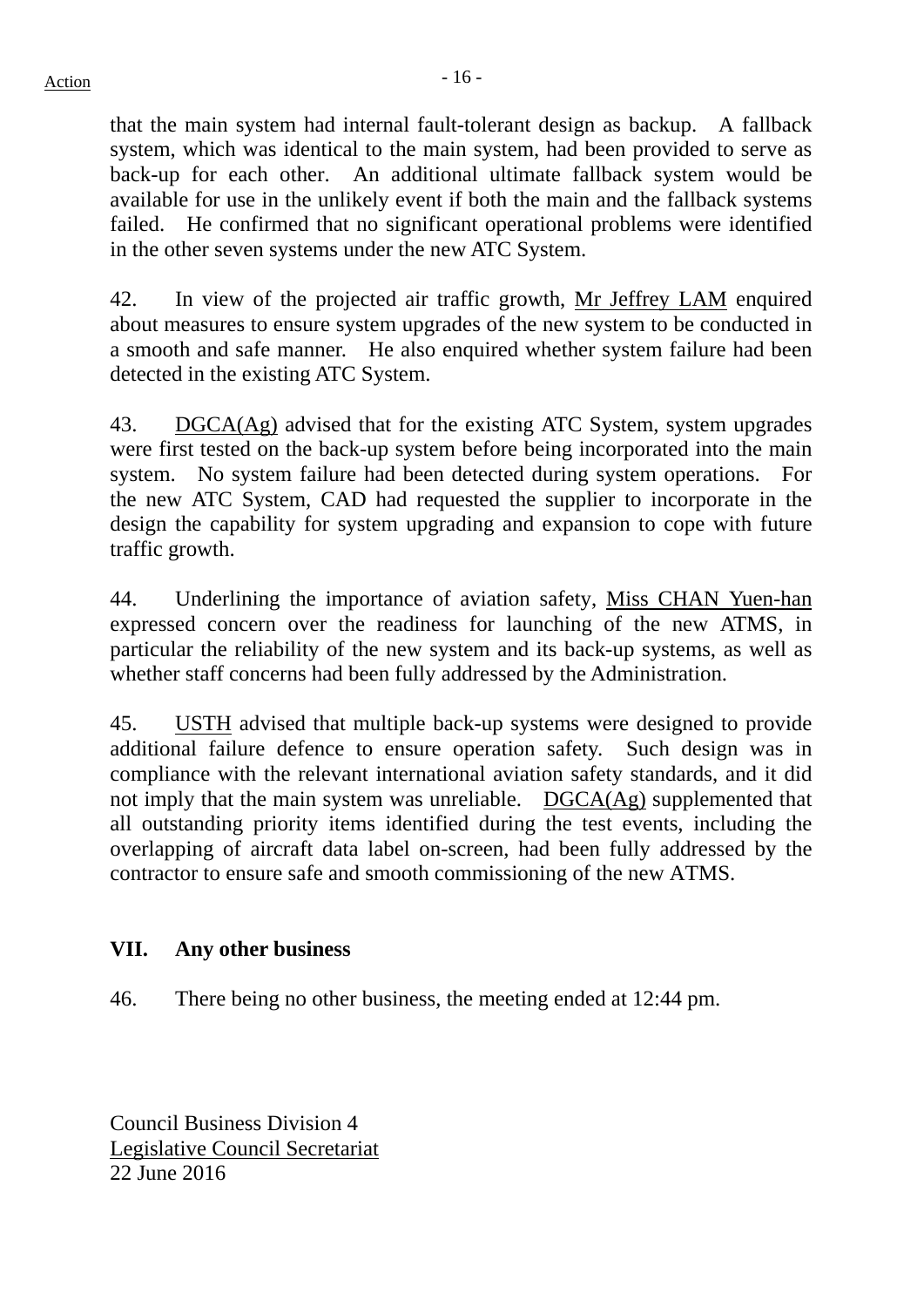that the main system had internal fault-tolerant design as backup. A fallback system, which was identical to the main system, had been provided to serve as back-up for each other. An additional ultimate fallback system would be available for use in the unlikely event if both the main and the fallback systems failed. He confirmed that no significant operational problems were identified in the other seven systems under the new ATC System.

42. In view of the projected air traffic growth, Mr Jeffrey LAM enquired about measures to ensure system upgrades of the new system to be conducted in a smooth and safe manner. He also enquired whether system failure had been detected in the existing ATC System.

43. DGCA(Ag) advised that for the existing ATC System, system upgrades were first tested on the back-up system before being incorporated into the main system. No system failure had been detected during system operations. For the new ATC System, CAD had requested the supplier to incorporate in the design the capability for system upgrading and expansion to cope with future traffic growth.

44. Underlining the importance of aviation safety, Miss CHAN Yuen-han expressed concern over the readiness for launching of the new ATMS, in particular the reliability of the new system and its back-up systems, as well as whether staff concerns had been fully addressed by the Administration.

45. USTH advised that multiple back-up systems were designed to provide additional failure defence to ensure operation safety. Such design was in compliance with the relevant international aviation safety standards, and it did not imply that the main system was unreliable. DGCA(Ag) supplemented that all outstanding priority items identified during the test events, including the overlapping of aircraft data label on-screen, had been fully addressed by the contractor to ensure safe and smooth commissioning of the new ATMS.

## VII. Any other business

46. There being no other business, the meeting ended at 12:44 pm.

Council Business Division 4
Legislative Council Secretariat
22 June 2016